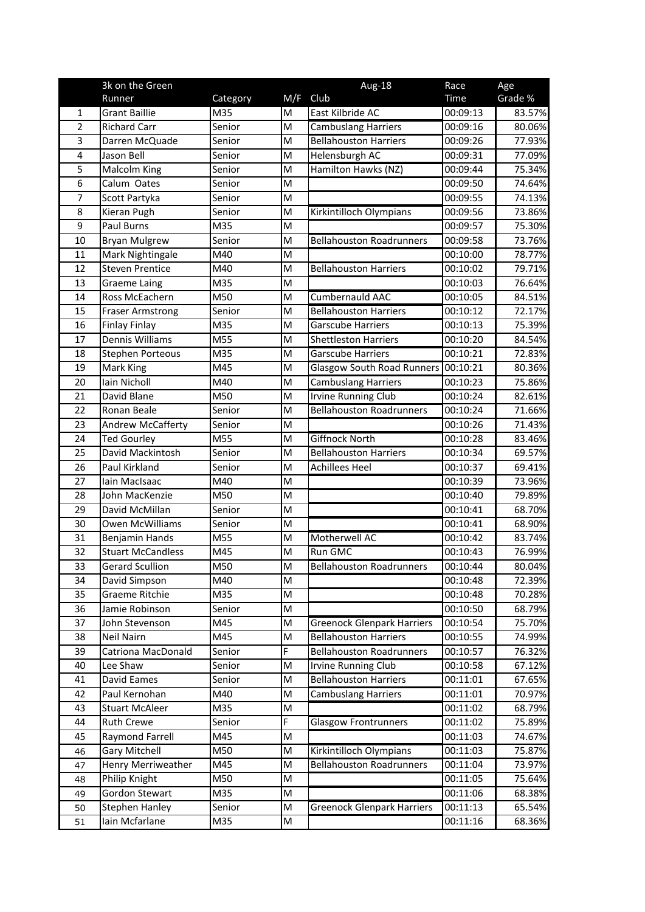| | 3k on the Green<br>Runner | Category | M/F | Aug-18<br>Club | Race<br>Time | Age<br>Grade % |
|---|---|---|---|---|---|---|
| 1 | Grant Baillie | M35 | M | East Kilbride AC | 00:09:13 | 83.57% |
| 2 | Richard Carr | Senior | M | Cambuslang Harriers | 00:09:16 | 80.06% |
| 3 | Darren McQuade | Senior | M | Bellahouston Harriers | 00:09:26 | 77.93% |
| 4 | Jason Bell | Senior | M | Helensburgh AC | 00:09:31 | 77.09% |
| 5 | Malcolm King | Senior | M | Hamilton Hawks (NZ) | 00:09:44 | 75.34% |
| 6 | Calum Oates | Senior | M | | 00:09:50 | 74.64% |
| 7 | Scott Partyka | Senior | M | | 00:09:55 | 74.13% |
| 8 | Kieran Pugh | Senior | M | Kirkintilloch Olympians | 00:09:56 | 73.86% |
| 9 | Paul Burns | M35 | M | | 00:09:57 | 75.30% |
| 10 | Bryan Mulgrew | Senior | M | Bellahouston Roadrunners | 00:09:58 | 73.76% |
| 11 | Mark Nightingale | M40 | M | | 00:10:00 | 78.77% |
| 12 | Steven Prentice | M40 | M | Bellahouston Harriers | 00:10:02 | 79.71% |
| 13 | Graeme Laing | M35 | M | | 00:10:03 | 76.64% |
| 14 | Ross McEachern | M50 | M | Cumbernauld AAC | 00:10:05 | 84.51% |
| 15 | Fraser Armstrong | Senior | M | Bellahouston Harriers | 00:10:12 | 72.17% |
| 16 | Finlay Finlay | M35 | M | Garscube Harriers | 00:10:13 | 75.39% |
| 17 | Dennis Williams | M55 | M | Shettleston Harriers | 00:10:20 | 84.54% |
| 18 | Stephen Porteous | M35 | M | Garscube Harriers | 00:10:21 | 72.83% |
| 19 | Mark King | M45 | M | Glasgow South Road Runners | 00:10:21 | 80.36% |
| 20 | Iain Nicholl | M40 | M | Cambuslang Harriers | 00:10:23 | 75.86% |
| 21 | David Blane | M50 | M | Irvine Running Club | 00:10:24 | 82.61% |
| 22 | Ronan Beale | Senior | M | Bellahouston Roadrunners | 00:10:24 | 71.66% |
| 23 | Andrew McCafferty | Senior | M | | 00:10:26 | 71.43% |
| 24 | Ted Gourley | M55 | M | Giffnock North | 00:10:28 | 83.46% |
| 25 | David Mackintosh | Senior | M | Bellahouston Harriers | 00:10:34 | 69.57% |
| 26 | Paul Kirkland | Senior | M | Achillees Heel | 00:10:37 | 69.41% |
| 27 | Iain MacIsaac | M40 | M | | 00:10:39 | 73.96% |
| 28 | John MacKenzie | M50 | M | | 00:10:40 | 79.89% |
| 29 | David McMillan | Senior | M | | 00:10:41 | 68.70% |
| 30 | Owen McWilliams | Senior | M | | 00:10:41 | 68.90% |
| 31 | Benjamin Hands | M55 | M | Motherwell AC | 00:10:42 | 83.74% |
| 32 | Stuart McCandless | M45 | M | Run GMC | 00:10:43 | 76.99% |
| 33 | Gerard Scullion | M50 | M | Bellahouston Roadrunners | 00:10:44 | 80.04% |
| 34 | David Simpson | M40 | M | | 00:10:48 | 72.39% |
| 35 | Graeme Ritchie | M35 | M | | 00:10:48 | 70.28% |
| 36 | Jamie Robinson | Senior | M | | 00:10:50 | 68.79% |
| 37 | John Stevenson | M45 | M | Greenock Glenpark Harriers | 00:10:54 | 75.70% |
| 38 | Neil Nairn | M45 | M | Bellahouston Harriers | 00:10:55 | 74.99% |
| 39 | Catriona MacDonald | Senior | F | Bellahouston Roadrunners | 00:10:57 | 76.32% |
| 40 | Lee Shaw | Senior | M | Irvine Running Club | 00:10:58 | 67.12% |
| 41 | David Eames | Senior | M | Bellahouston Harriers | 00:11:01 | 67.65% |
| 42 | Paul Kernohan | M40 | M | Cambuslang Harriers | 00:11:01 | 70.97% |
| 43 | Stuart McAleer | M35 | M | | 00:11:02 | 68.79% |
| 44 | Ruth Crewe | Senior | F | Glasgow Frontrunners | 00:11:02 | 75.89% |
| 45 | Raymond Farrell | M45 | M | | 00:11:03 | 74.67% |
| 46 | Gary Mitchell | M50 | M | Kirkintilloch Olympians | 00:11:03 | 75.87% |
| 47 | Henry Merriweather | M45 | M | Bellahouston Roadrunners | 00:11:04 | 73.97% |
| 48 | Philip Knight | M50 | M | | 00:11:05 | 75.64% |
| 49 | Gordon Stewart | M35 | M | | 00:11:06 | 68.38% |
| 50 | Stephen Hanley | Senior | M | Greenock Glenpark Harriers | 00:11:13 | 65.54% |
| 51 | Iain Mcfarlane | M35 | M | | 00:11:16 | 68.36% |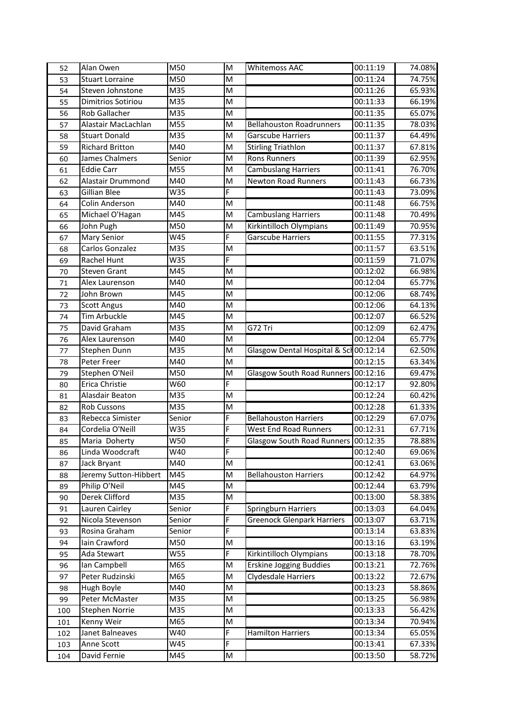| 52 | Alan Owen | M50 | M | Whitemoss AAC | 00:11:19 | 74.08% |
|---|---|---|---|---|---|---|
| 53 | Stuart Lorraine | M50 | M | | 00:11:24 | 74.75% |
| 54 | Steven Johnstone | M35 | M | | 00:11:26 | 65.93% |
| 55 | Dimitrios Sotiriou | M35 | M | | 00:11:33 | 66.19% |
| 56 | Rob Gallacher | M35 | M | | 00:11:35 | 65.07% |
| 57 | Alastair MacLachlan | M55 | M | Bellahouston Roadrunners | 00:11:35 | 78.03% |
| 58 | Stuart Donald | M35 | M | Garscube Harriers | 00:11:37 | 64.49% |
| 59 | Richard Britton | M40 | M | Stirling Triathlon | 00:11:37 | 67.81% |
| 60 | James Chalmers | Senior | M | Rons Runners | 00:11:39 | 62.95% |
| 61 | Eddie Carr | M55 | M | Cambuslang Harriers | 00:11:41 | 76.70% |
| 62 | Alastair Drummond | M40 | M | Newton Road Runners | 00:11:43 | 66.73% |
| 63 | Gillian Blee | W35 | F | | 00:11:43 | 73.09% |
| 64 | Colin Anderson | M40 | M | | 00:11:48 | 66.75% |
| 65 | Michael O'Hagan | M45 | M | Cambuslang Harriers | 00:11:48 | 70.49% |
| 66 | John Pugh | M50 | M | Kirkintilloch Olympians | 00:11:49 | 70.95% |
| 67 | Mary Senior | W45 | F | Garscube Harriers | 00:11:55 | 77.31% |
| 68 | Carlos Gonzalez | M35 | M | | 00:11:57 | 63.51% |
| 69 | Rachel Hunt | W35 | F | | 00:11:59 | 71.07% |
| 70 | Steven Grant | M45 | M | | 00:12:02 | 66.98% |
| 71 | Alex Laurenson | M40 | M | | 00:12:04 | 65.77% |
| 72 | John Brown | M45 | M | | 00:12:06 | 68.74% |
| 73 | Scott Angus | M40 | M | | 00:12:06 | 64.13% |
| 74 | Tim Arbuckle | M45 | M | | 00:12:07 | 66.52% |
| 75 | David Graham | M35 | M | G72 Tri | 00:12:09 | 62.47% |
| 76 | Alex Laurenson | M40 | M | | 00:12:04 | 65.77% |
| 77 | Stephen Dunn | M35 | M | Glasgow Dental Hospital & Sch | 00:12:14 | 62.50% |
| 78 | Peter Freer | M40 | M | | 00:12:15 | 63.34% |
| 79 | Stephen O'Neil | M50 | M | Glasgow South Road Runners | 00:12:16 | 69.47% |
| 80 | Erica Christie | W60 | F | | 00:12:17 | 92.80% |
| 81 | Alasdair Beaton | M35 | M | | 00:12:24 | 60.42% |
| 82 | Rob Cussons | M35 | M | | 00:12:28 | 61.33% |
| 83 | Rebecca Simister | Senior | F | Bellahouston Harriers | 00:12:29 | 67.07% |
| 84 | Cordelia O'Neill | W35 | F | West End Road Runners | 00:12:31 | 67.71% |
| 85 | Maria Doherty | W50 | F | Glasgow South Road Runners | 00:12:35 | 78.88% |
| 86 | Linda Woodcraft | W40 | F | | 00:12:40 | 69.06% |
| 87 | Jack Bryant | M40 | M | | 00:12:41 | 63.06% |
| 88 | Jeremy Sutton-Hibbert | M45 | M | Bellahouston Harriers | 00:12:42 | 64.97% |
| 89 | Philip O'Neil | M45 | M | | 00:12:44 | 63.79% |
| 90 | Derek Clifford | M35 | M | | 00:13:00 | 58.38% |
| 91 | Lauren Cairley | Senior | F | Springburn Harriers | 00:13:03 | 64.04% |
| 92 | Nicola Stevenson | Senior | F | Greenock Glenpark Harriers | 00:13:07 | 63.71% |
| 93 | Rosina Graham | Senior | F | | 00:13:14 | 63.83% |
| 94 | Iain Crawford | M50 | M | | 00:13:16 | 63.19% |
| 95 | Ada Stewart | W55 | F | Kirkintilloch Olympians | 00:13:18 | 78.70% |
| 96 | Ian Campbell | M65 | M | Erskine Jogging Buddies | 00:13:21 | 72.76% |
| 97 | Peter Rudzinski | M65 | M | Clydesdale Harriers | 00:13:22 | 72.67% |
| 98 | Hugh Boyle | M40 | M | | 00:13:23 | 58.86% |
| 99 | Peter McMaster | M35 | M | | 00:13:25 | 56.98% |
| 100 | Stephen Norrie | M35 | M | | 00:13:33 | 56.42% |
| 101 | Kenny Weir | M65 | M | | 00:13:34 | 70.94% |
| 102 | Janet Balneaves | W40 | F | Hamilton Harriers | 00:13:34 | 65.05% |
| 103 | Anne Scott | W45 | F | | 00:13:41 | 67.33% |
| 104 | David Fernie | M45 | M | | 00:13:50 | 58.72% |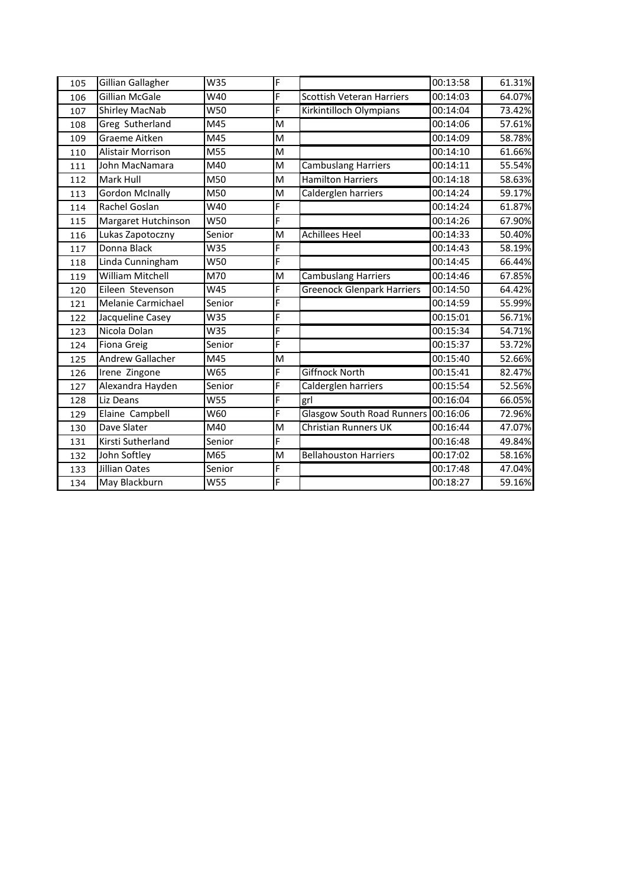| | | | | | | |
|---|---|---|---|---|---|---|
| 105 | Gillian Gallagher | W35 | F | | 00:13:58 | 61.31% |
| 106 | Gillian McGale | W40 | F | Scottish Veteran Harriers | 00:14:03 | 64.07% |
| 107 | Shirley MacNab | W50 | F | Kirkintilloch Olympians | 00:14:04 | 73.42% |
| 108 | Greg Sutherland | M45 | M | | 00:14:06 | 57.61% |
| 109 | Graeme Aitken | M45 | M | | 00:14:09 | 58.78% |
| 110 | Alistair Morrison | M55 | M | | 00:14:10 | 61.66% |
| 111 | John MacNamara | M40 | M | Cambuslang Harriers | 00:14:11 | 55.54% |
| 112 | Mark Hull | M50 | M | Hamilton Harriers | 00:14:18 | 58.63% |
| 113 | Gordon McInally | M50 | M | Calderglen harriers | 00:14:24 | 59.17% |
| 114 | Rachel Goslan | W40 | F | | 00:14:24 | 61.87% |
| 115 | Margaret Hutchinson | W50 | F | | 00:14:26 | 67.90% |
| 116 | Lukas Zapotoczny | Senior | M | Achillees Heel | 00:14:33 | 50.40% |
| 117 | Donna Black | W35 | F | | 00:14:43 | 58.19% |
| 118 | Linda Cunningham | W50 | F | | 00:14:45 | 66.44% |
| 119 | William Mitchell | M70 | M | Cambuslang Harriers | 00:14:46 | 67.85% |
| 120 | Eileen Stevenson | W45 | F | Greenock Glenpark Harriers | 00:14:50 | 64.42% |
| 121 | Melanie Carmichael | Senior | F | | 00:14:59 | 55.99% |
| 122 | Jacqueline Casey | W35 | F | | 00:15:01 | 56.71% |
| 123 | Nicola Dolan | W35 | F | | 00:15:34 | 54.71% |
| 124 | Fiona Greig | Senior | F | | 00:15:37 | 53.72% |
| 125 | Andrew Gallacher | M45 | M | | 00:15:40 | 52.66% |
| 126 | Irene Zingone | W65 | F | Giffnock North | 00:15:41 | 82.47% |
| 127 | Alexandra Hayden | Senior | F | Calderglen harriers | 00:15:54 | 52.56% |
| 128 | Liz Deans | W55 | F | grl | 00:16:04 | 66.05% |
| 129 | Elaine Campbell | W60 | F | Glasgow South Road Runners | 00:16:06 | 72.96% |
| 130 | Dave Slater | M40 | M | Christian Runners UK | 00:16:44 | 47.07% |
| 131 | Kirsti Sutherland | Senior | F | | 00:16:48 | 49.84% |
| 132 | John Softley | M65 | M | Bellahouston Harriers | 00:17:02 | 58.16% |
| 133 | Jillian Oates | Senior | F | | 00:17:48 | 47.04% |
| 134 | May Blackburn | W55 | F | | 00:18:27 | 59.16% |